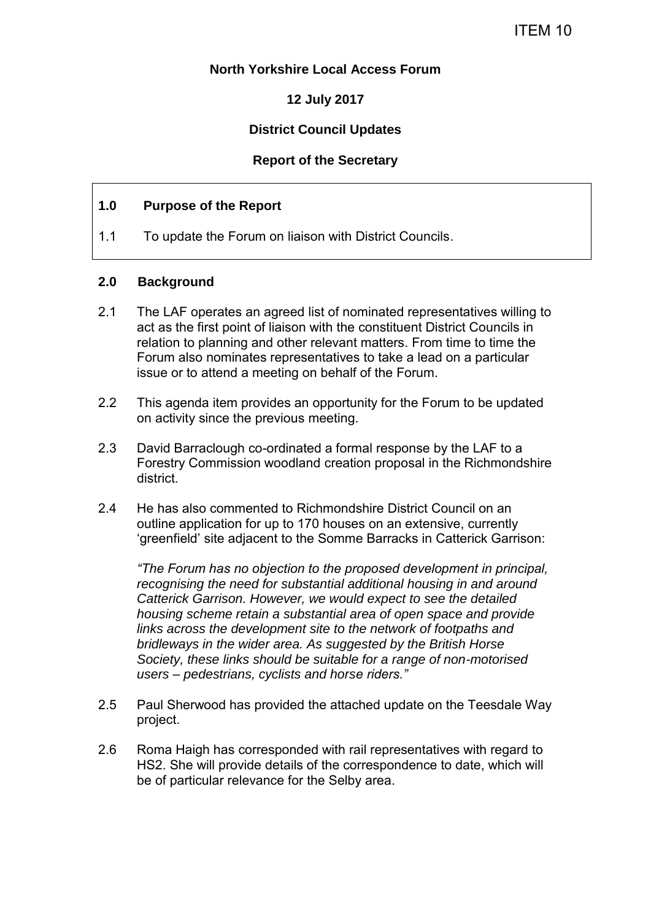ITEM 10

**North Yorkshire Local Access Forum**

**12 July 2017**

**District Council Updates**

**Report of the Secretary**

## 1.0 Purpose of the Report

1.1 To update the Forum on liaison with District Councils.

## 2.0 Background

2.1 The LAF operates an agreed list of nominated representatives willing to act as the first point of liaison with the constituent District Councils in relation to planning and other relevant matters. From time to time the Forum also nominates representatives to take a lead on a particular issue or to attend a meeting on behalf of the Forum.

2.2 This agenda item provides an opportunity for the Forum to be updated on activity since the previous meeting.

2.3 David Barraclough co-ordinated a formal response by the LAF to a Forestry Commission woodland creation proposal in the Richmondshire district.

2.4 He has also commented to Richmondshire District Council on an outline application for up to 170 houses on an extensive, currently 'greenfield' site adjacent to the Somme Barracks in Catterick Garrison:

*"The Forum has no objection to the proposed development in principal, recognising the need for substantial additional housing in and around Catterick Garrison. However, we would expect to see the detailed housing scheme retain a substantial area of open space and provide links across the development site to the network of footpaths and bridleways in the wider area. As suggested by the British Horse Society, these links should be suitable for a range of non-motorised users – pedestrians, cyclists and horse riders."*

2.5 Paul Sherwood has provided the attached update on the Teesdale Way project.

2.6 Roma Haigh has corresponded with rail representatives with regard to HS2. She will provide details of the correspondence to date, which will be of particular relevance for the Selby area.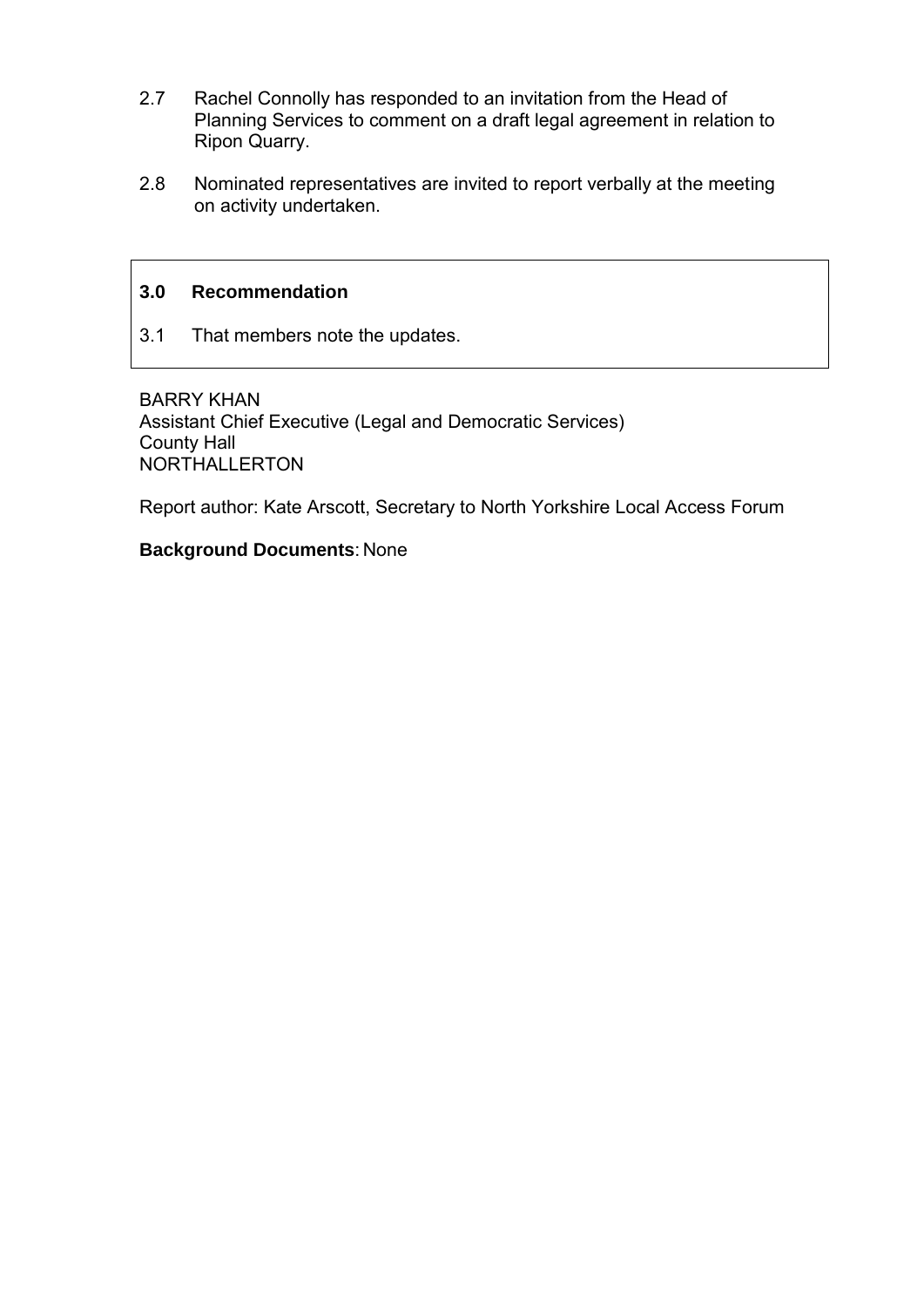2.7 Rachel Connolly has responded to an invitation from the Head of Planning Services to comment on a draft legal agreement in relation to Ripon Quarry.

2.8 Nominated representatives are invited to report verbally at the meeting on activity undertaken.

**3.0 Recommendation**

3.1 That members note the updates.

BARRY KHAN
Assistant Chief Executive (Legal and Democratic Services)
County Hall
NORTHALLERTON

Report author: Kate Arscott, Secretary to North Yorkshire Local Access Forum

**Background Documents**: None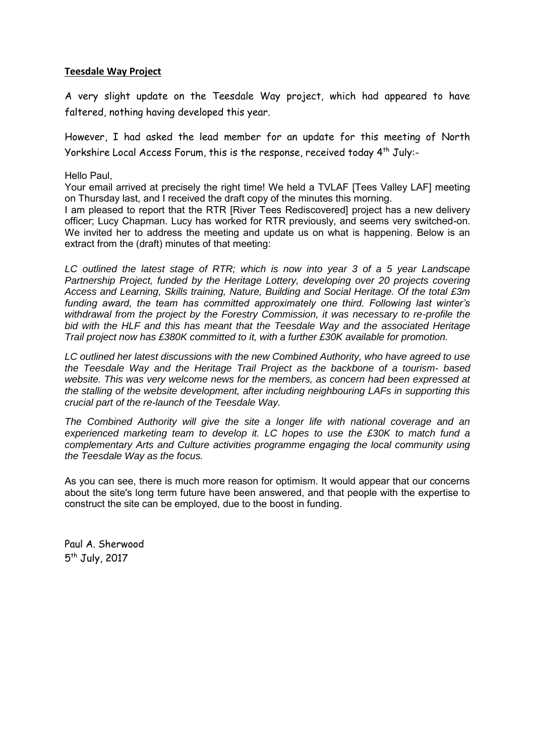**Teesdale Way Project**

A very slight update on the Teesdale Way project, which had appeared to have faltered, nothing having developed this year.

However, I had asked the lead member for an update for this meeting of North Yorkshire Local Access Forum, this is the response, received today 4th July:-

Hello Paul,

Your email arrived at precisely the right time! We held a TVLAF [Tees Valley LAF] meeting on Thursday last, and I received the draft copy of the minutes this morning.

I am pleased to report that the RTR [River Tees Rediscovered] project has a new delivery officer; Lucy Chapman. Lucy has worked for RTR previously, and seems very switched-on. We invited her to address the meeting and update us on what is happening. Below is an extract from the (draft) minutes of that meeting:

*LC outlined the latest stage of RTR; which is now into year 3 of a 5 year Landscape Partnership Project, funded by the Heritage Lottery, developing over 20 projects covering Access and Learning, Skills training, Nature, Building and Social Heritage. Of the total £3m funding award, the team has committed approximately one third. Following last winter's withdrawal from the project by the Forestry Commission, it was necessary to re-profile the bid with the HLF and this has meant that the Teesdale Way and the associated Heritage Trail project now has £380K committed to it, with a further £30K available for promotion.*

*LC outlined her latest discussions with the new Combined Authority, who have agreed to use the Teesdale Way and the Heritage Trail Project as the backbone of a tourism- based website. This was very welcome news for the members, as concern had been expressed at the stalling of the website development, after including neighbouring LAFs in supporting this crucial part of the re-launch of the Teesdale Way.*

*The Combined Authority will give the site a longer life with national coverage and an experienced marketing team to develop it. LC hopes to use the £30K to match fund a complementary Arts and Culture activities programme engaging the local community using the Teesdale Way as the focus.*

As you can see, there is much more reason for optimism. It would appear that our concerns about the site's long term future have been answered, and that people with the expertise to construct the site can be employed, due to the boost in funding.

Paul A. Sherwood
5th July, 2017